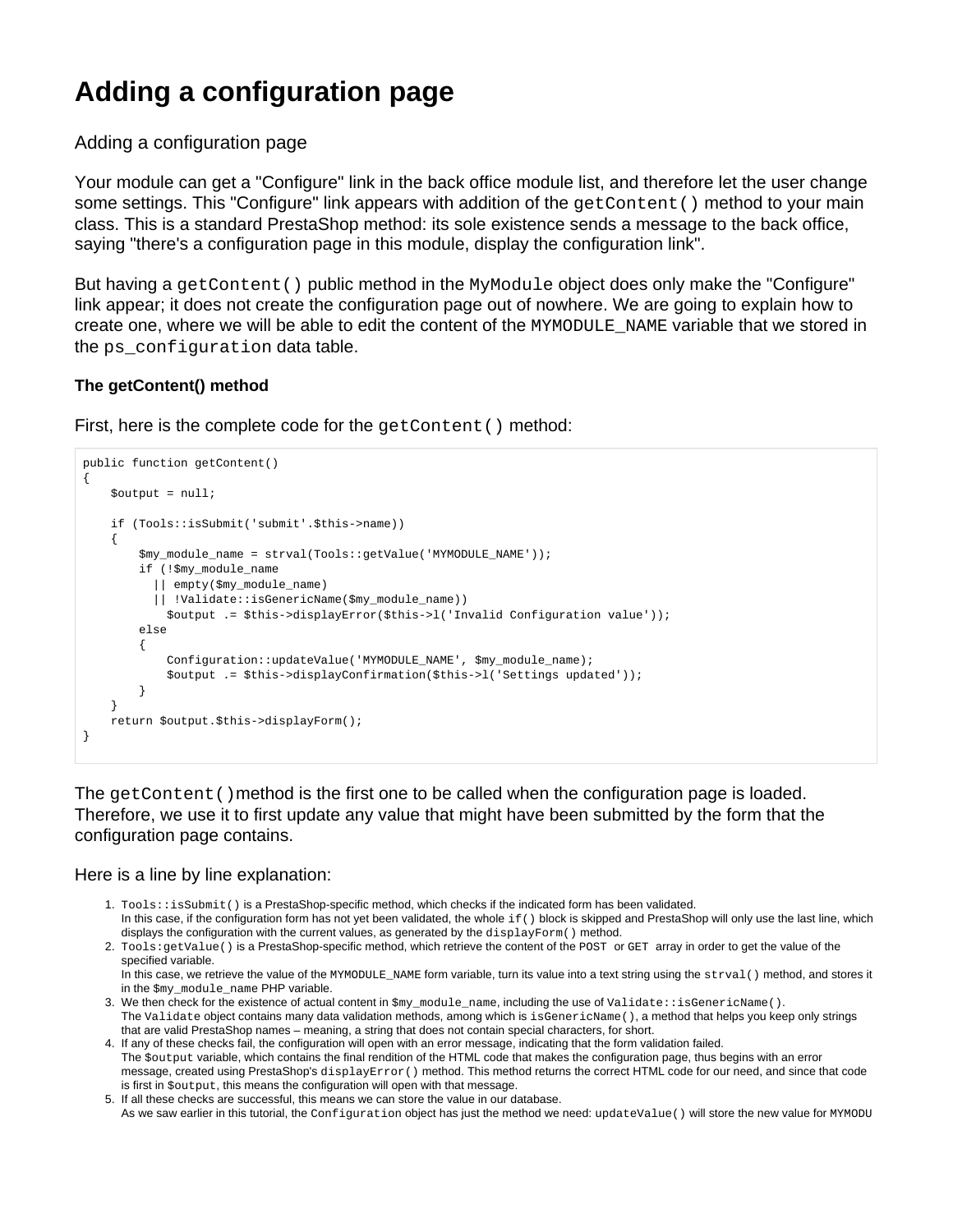# Adding a configuration page

Adding a configuration page

Your module can get a "Configure" link in the back office module list, and therefore let the user change some settings. This "Configure" link appears with addition of the `getContent()` method to your main class. This is a standard PrestaShop method: its sole existence sends a message to the back office, saying "there's a configuration page in this module, display the configuration link".

But having a `getContent()` public method in the `MyModule` object does only make the "Configure" link appear; it does not create the configuration page out of nowhere. We are going to explain how to create one, where we will be able to edit the content of the `MYMODULE_NAME` variable that we stored in the `ps_configuration` data table.

### The getContent() method

First, here is the complete code for the `getContent()` method:

```
public function getContent()
{
    $output = null;

    if (Tools::isSubmit('submit'.$this->name))
    {
        $my_module_name = strval(Tools::getValue('MYMODULE_NAME'));
        if (!$my_module_name
          || empty($my_module_name)
          || !Validate::isGenericName($my_module_name))
            $output .= $this->displayError($this->l('Invalid Configuration value'));
        else
        {
            Configuration::updateValue('MYMODULE_NAME', $my_module_name);
            $output .= $this->displayConfirmation($this->l('Settings updated'));
        }
    }
    return $output.$this->displayForm();
}
```

The `getContent()`method is the first one to be called when the configuration page is loaded. Therefore, we use it to first update any value that might have been submitted by the form that the configuration page contains.

Here is a line by line explanation:

1. `Tools::isSubmit()` is a PrestaShop-specific method, which checks if the indicated form has been validated.
   In this case, if the configuration form has not yet been validated, the whole `if()` block is skipped and PrestaShop will only use the last line, which displays the configuration with the current values, as generated by the `displayForm()` method.
2. `Tools:getValue()` is a PrestaShop-specific method, which retrieve the content of the `POST` or `GET` array in order to get the value of the specified variable.
   In this case, we retrieve the value of the `MYMODULE_NAME` form variable, turn its value into a text string using the `strval()` method, and stores it in the `$my_module_name` PHP variable.
3. We then check for the existence of actual content in `$my_module_name`, including the use of `Validate::isGenericName()`.
   The `Validate` object contains many data validation methods, among which is `isGenericName()`, a method that helps you keep only strings that are valid PrestaShop names – meaning, a string that does not contain special characters, for short.
4. If any of these checks fail, the configuration will open with an error message, indicating that the form validation failed.
   The `$output` variable, which contains the final rendition of the HTML code that makes the configuration page, thus begins with an error message, created using PrestaShop's `displayError()` method. This method returns the correct HTML code for our need, and since that code is first in `$output`, this means the configuration will open with that message.
5. If all these checks are successful, this means we can store the value in our database.
   As we saw earlier in this tutorial, the `Configuration` object has just the method we need: `updateValue()` will store the new value for `MYMODU`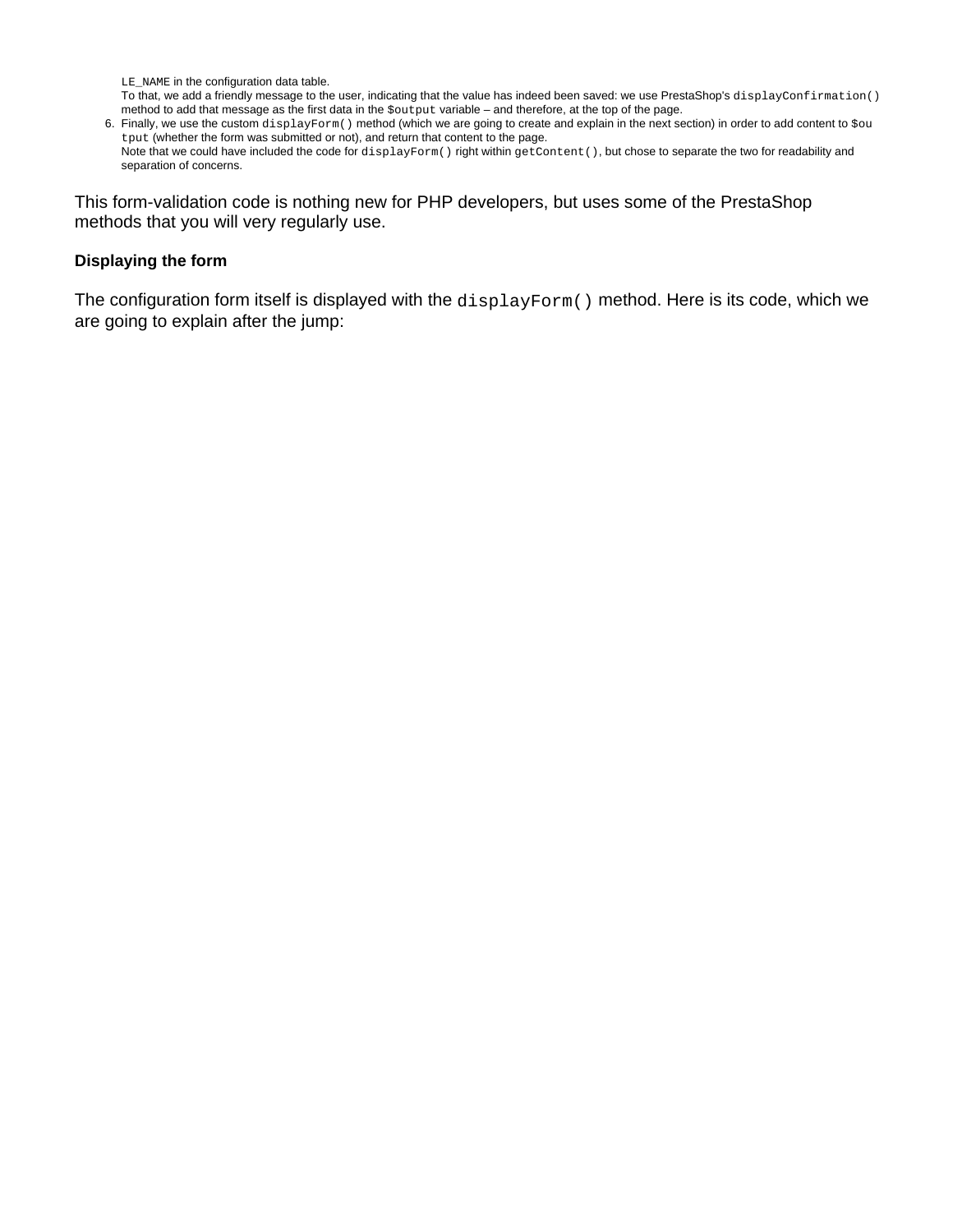`LE_NAME` in the configuration data table.
To that, we add a friendly message to the user, indicating that the value has indeed been saved: we use PrestaShop's `displayConfirmation()` method to add that message as the first data in the `$output` variable – and therefore, at the top of the page.

6. Finally, we use the custom `displayForm()` method (which we are going to create and explain in the next section) in order to add content to `$output` (whether the form was submitted or not), and return that content to the page.
   Note that we could have included the code for `displayForm()` right within `getContent()`, but chose to separate the two for readability and separation of concerns.

This form-validation code is nothing new for PHP developers, but uses some of the PrestaShop methods that you will very regularly use.

**Displaying the form**

The configuration form itself is displayed with the `displayForm()` method. Here is its code, which we are going to explain after the jump: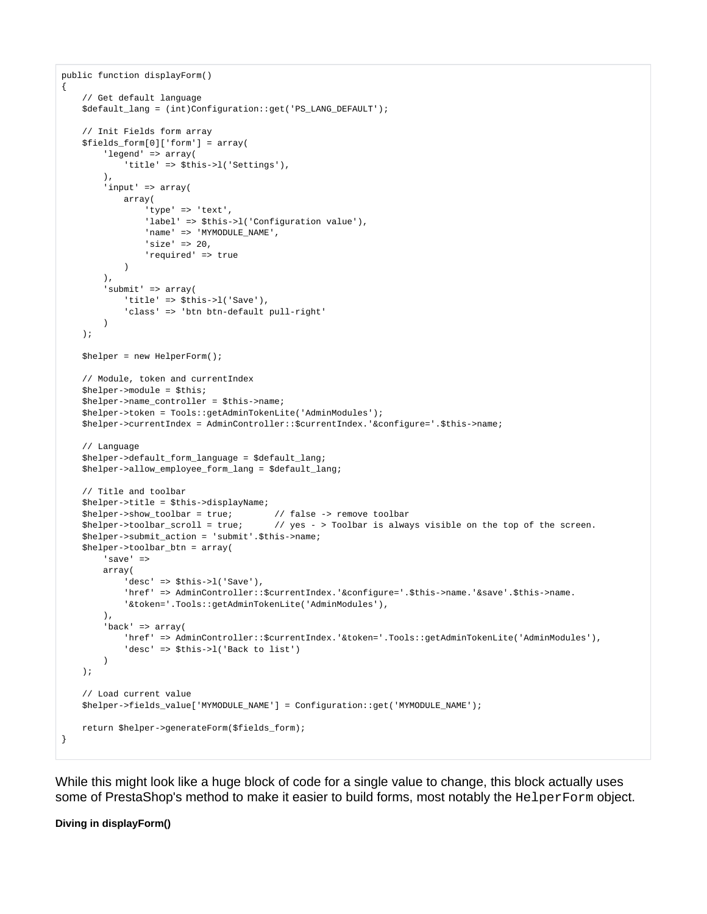```
public function displayForm()
{
    // Get default language
    $default_lang = (int)Configuration::get('PS_LANG_DEFAULT');

    // Init Fields form array
    $fields_form[0]['form'] = array(
        'legend' => array(
            'title' => $this->l('Settings'),
        ),
        'input' => array(
            array(
                'type' => 'text',
                'label' => $this->l('Configuration value'),
                'name' => 'MYMODULE_NAME',
                'size' => 20,
                'required' => true
            )
        ),
        'submit' => array(
            'title' => $this->l('Save'),
            'class' => 'btn btn-default pull-right'
        )
    );

    $helper = new HelperForm();

    // Module, token and currentIndex
    $helper->module = $this;
    $helper->name_controller = $this->name;
    $helper->token = Tools::getAdminTokenLite('AdminModules');
    $helper->currentIndex = AdminController::$currentIndex.'&configure='.$this->name;

    // Language
    $helper->default_form_language = $default_lang;
    $helper->allow_employee_form_lang = $default_lang;

    // Title and toolbar
    $helper->title = $this->displayName;
    $helper->show_toolbar = true;        // false -> remove toolbar
    $helper->toolbar_scroll = true;      // yes - > Toolbar is always visible on the top of the screen.
    $helper->submit_action = 'submit'.$this->name;
    $helper->toolbar_btn = array(
        'save' =>
        array(
            'desc' => $this->l('Save'),
            'href' => AdminController::$currentIndex.'&configure='.$this->name.'&save'.$this->name.
            '&token='.Tools::getAdminTokenLite('AdminModules'),
        ),
        'back' => array(
            'href' => AdminController::$currentIndex.'&token='.Tools::getAdminTokenLite('AdminModules'),
            'desc' => $this->l('Back to list')
        )
    );

    // Load current value
    $helper->fields_value['MYMODULE_NAME'] = Configuration::get('MYMODULE_NAME');

    return $helper->generateForm($fields_form);
}
```

While this might look like a huge block of code for a single value to change, this block actually uses some of PrestaShop's method to make it easier to build forms, most notably the `HelperForm` object.

#### Diving in displayForm()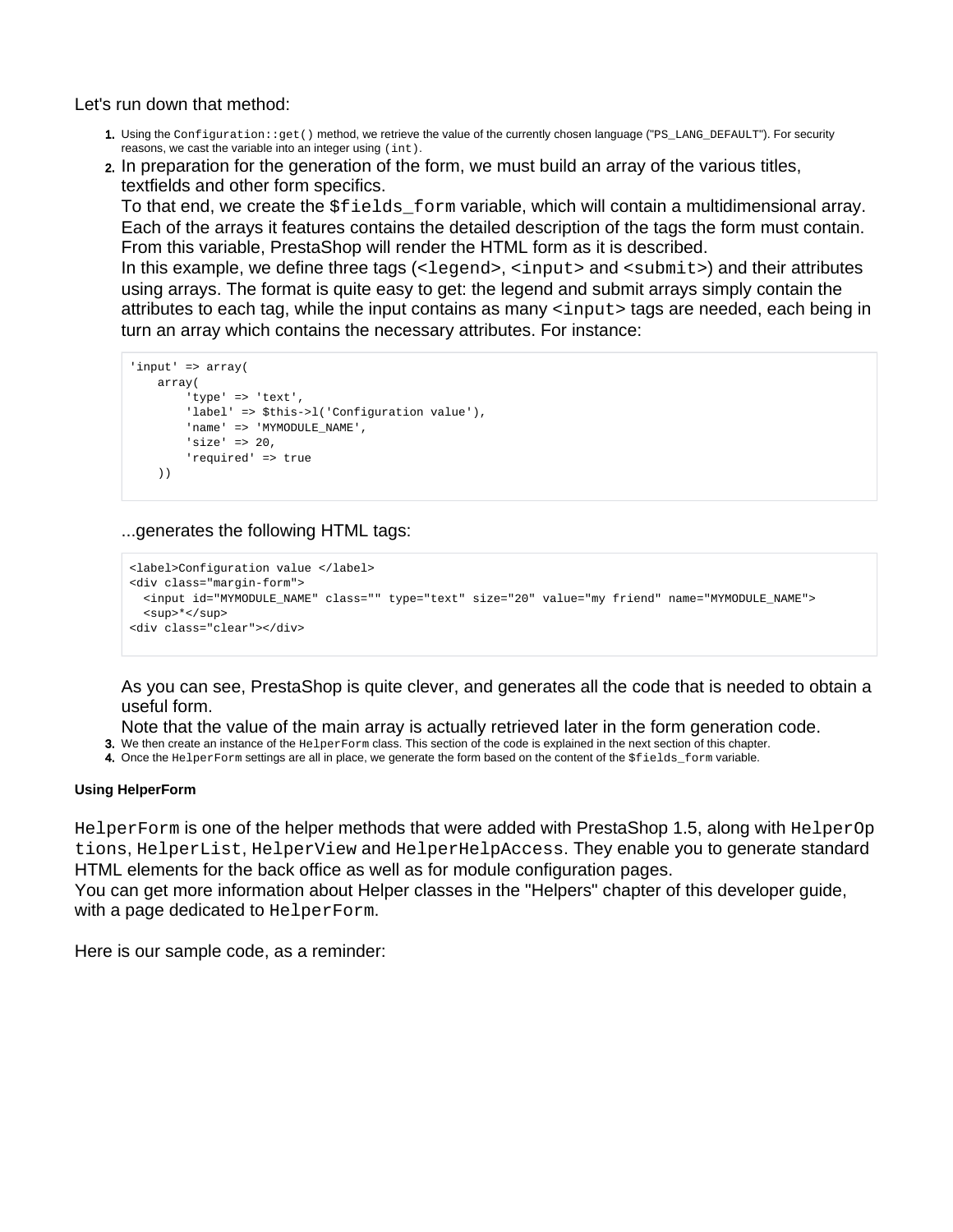Let's run down that method:

1. Using the `Configuration::get()` method, we retrieve the value of the currently chosen language ("`PS_LANG_DEFAULT`"). For security reasons, we cast the variable into an integer using `(int)`.
2. In preparation for the generation of the form, we must build an array of the various titles, textfields and other form specifics.
   To that end, we create the `$fields_form` variable, which will contain a multidimensional array. Each of the arrays it features contains the detailed description of the tags the form must contain. From this variable, PrestaShop will render the HTML form as it is described.
   In this example, we define three tags (`<legend>`, `<input>` and `<submit>`) and their attributes using arrays. The format is quite easy to get: the legend and submit arrays simply contain the attributes to each tag, while the input contains as many `<input>` tags are needed, each being in turn an array which contains the necessary attributes. For instance:

```
'input' => array(
    array(
        'type' => 'text',
        'label' => $this->l('Configuration value'),
        'name' => 'MYMODULE_NAME',
        'size' => 20,
        'required' => true
    ))
```

   ...generates the following HTML tags:

```
<label>Configuration value </label>
<div class="margin-form">
  <input id="MYMODULE_NAME" class="" type="text" size="20" value="my friend" name="MYMODULE_NAME">
  <sup>*</sup>
<div class="clear"></div>
```

   As you can see, PrestaShop is quite clever, and generates all the code that is needed to obtain a useful form.
   Note that the value of the main array is actually retrieved later in the form generation code.
3. We then create an instance of the `HelperForm` class. This section of the code is explained in the next section of this chapter.
4. Once the `HelperForm` settings are all in place, we generate the form based on the content of the `$fields_form` variable.

#### Using HelperForm

`HelperForm` is one of the helper methods that were added with PrestaShop 1.5, along with `HelperOptions`, `HelperList`, `HelperView` and `HelperHelpAccess`. They enable you to generate standard HTML elements for the back office as well as for module configuration pages.
You can get more information about Helper classes in the "Helpers" chapter of this developer guide, with a page dedicated to `HelperForm`.

Here is our sample code, as a reminder: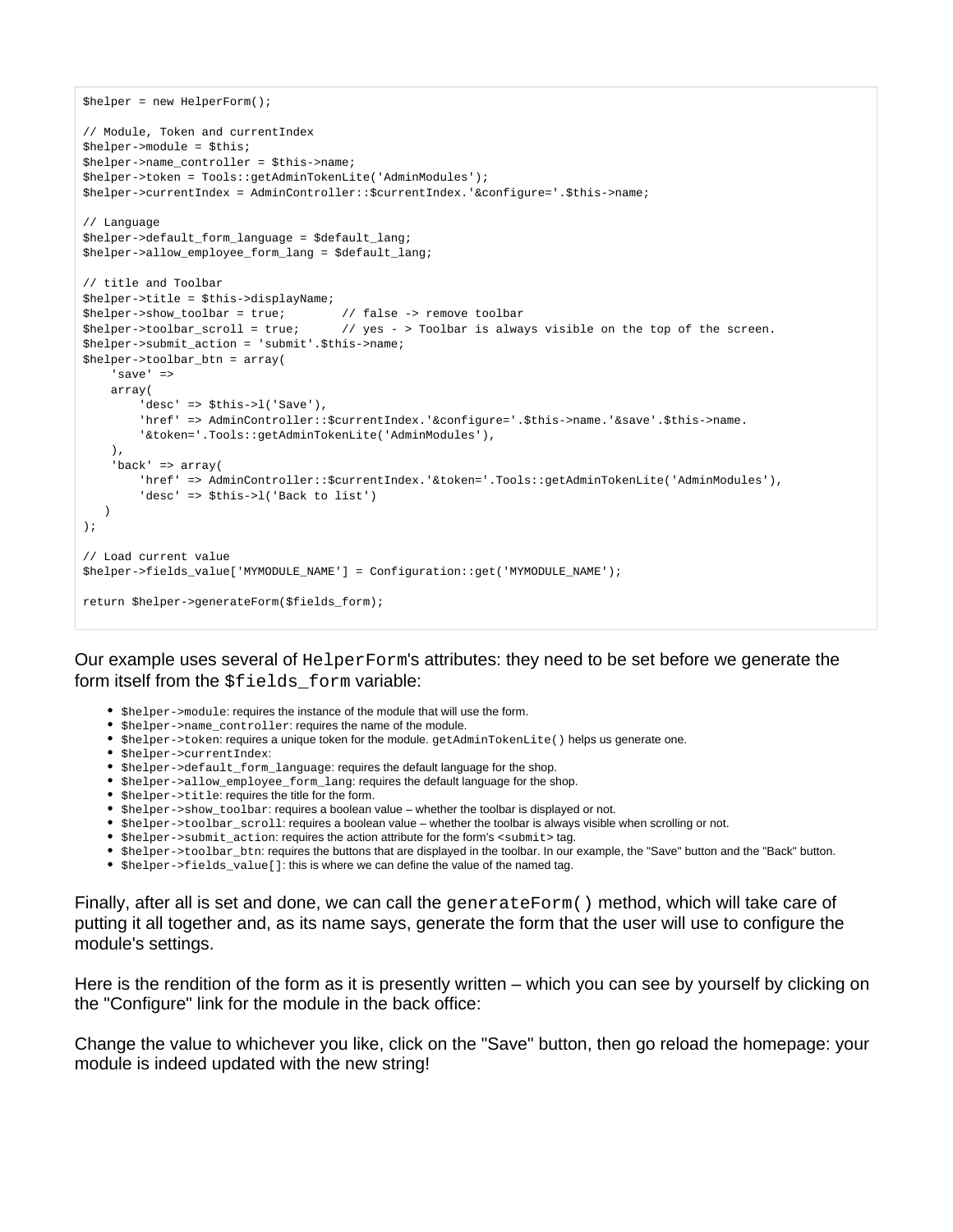```
$helper = new HelperForm();

// Module, Token and currentIndex
$helper->module = $this;
$helper->name_controller = $this->name;
$helper->token = Tools::getAdminTokenLite('AdminModules');
$helper->currentIndex = AdminController::$currentIndex.'&configure='.$this->name;

// Language
$helper->default_form_language = $default_lang;
$helper->allow_employee_form_lang = $default_lang;

// title and Toolbar
$helper->title = $this->displayName;
$helper->show_toolbar = true;        // false -> remove toolbar
$helper->toolbar_scroll = true;      // yes - > Toolbar is always visible on the top of the screen.
$helper->submit_action = 'submit'.$this->name;
$helper->toolbar_btn = array(
    'save' =>
    array(
        'desc' => $this->l('Save'),
        'href' => AdminController::$currentIndex.'&configure='.$this->name.'&save'.$this->name.
        '&token='.Tools::getAdminTokenLite('AdminModules'),
    ),
    'back' => array(
        'href' => AdminController::$currentIndex.'&token='.Tools::getAdminTokenLite('AdminModules'),
        'desc' => $this->l('Back to list')
   )
);

// Load current value
$helper->fields_value['MYMODULE_NAME'] = Configuration::get('MYMODULE_NAME');

return $helper->generateForm($fields_form);
```

Our example uses several of `HelperForm`'s attributes: they need to be set before we generate the form itself from the `$fields_form` variable:

- `$helper->module`: requires the instance of the module that will use the form.
- `$helper->name_controller`: requires the name of the module.
- `$helper->token`: requires a unique token for the module. `getAdminTokenLite()` helps us generate one.
- `$helper->currentIndex`:
- `$helper->default_form_language`: requires the default language for the shop.
- `$helper->allow_employee_form_lang`: requires the default language for the shop.
- `$helper->title`: requires the title for the form.
- `$helper->show_toolbar`: requires a boolean value – whether the toolbar is displayed or not.
- `$helper->toolbar_scroll`: requires a boolean value – whether the toolbar is always visible when scrolling or not.
- `$helper->submit_action`: requires the action attribute for the form's `<submit>` tag.
- `$helper->toolbar_btn`: requires the buttons that are displayed in the toolbar. In our example, the "Save" button and the "Back" button.
- `$helper->fields_value[]`: this is where we can define the value of the named tag.

Finally, after all is set and done, we can call the `generateForm()` method, which will take care of putting it all together and, as its name says, generate the form that the user will use to configure the module's settings.

Here is the rendition of the form as it is presently written – which you can see by yourself by clicking on the "Configure" link for the module in the back office:

Change the value to whichever you like, click on the "Save" button, then go reload the homepage: your module is indeed updated with the new string!